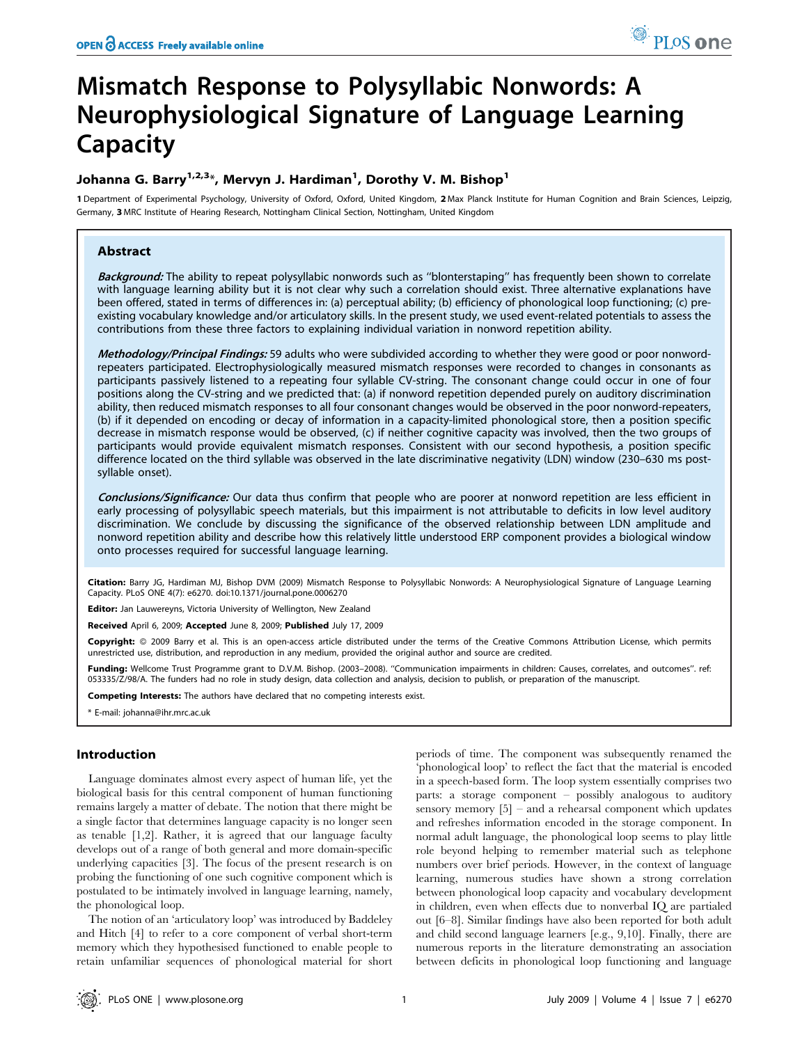# Mismatch Response to Polysyllabic Nonwords: A Neurophysiological Signature of Language Learning Capacity

**Johanna G. Barry[1,2,3]*, Mervyn J. Hardiman[1], Dorothy V. M. Bishop[1]**

**1** Department of Experimental Psychology, University of Oxford, Oxford, United Kingdom, **2** Max Planck Institute for Human Cognition and Brain Sciences, Leipzig, Germany, **3** MRC Institute of Hearing Research, Nottingham Clinical Section, Nottingham, United Kingdom

## Abstract

***Background:*** The ability to repeat polysyllabic nonwords such as ''blonterstaping'' has frequently been shown to correlate with language learning ability but it is not clear why such a correlation should exist. Three alternative explanations have been offered, stated in terms of differences in: (a) perceptual ability; (b) efficiency of phonological loop functioning; (c) pre-existing vocabulary knowledge and/or articulatory skills. In the present study, we used event-related potentials to assess the contributions from these three factors to explaining individual variation in nonword repetition ability.

***Methodology/Principal Findings:*** 59 adults who were subdivided according to whether they were good or poor nonword-repeaters participated. Electrophysiologically measured mismatch responses were recorded to changes in consonants as participants passively listened to a repeating four syllable CV-string. The consonant change could occur in one of four positions along the CV-string and we predicted that: (a) if nonword repetition depended purely on auditory discrimination ability, then reduced mismatch responses to all four consonant changes would be observed in the poor nonword-repeaters, (b) if it depended on encoding or decay of information in a capacity-limited phonological store, then a position specific decrease in mismatch response would be observed, (c) if neither cognitive capacity was involved, then the two groups of participants would provide equivalent mismatch responses. Consistent with our second hypothesis, a position specific difference located on the third syllable was observed in the late discriminative negativity (LDN) window (230–630 ms post-syllable onset).

***Conclusions/Significance:*** Our data thus confirm that people who are poorer at nonword repetition are less efficient in early processing of polysyllabic speech materials, but this impairment is not attributable to deficits in low level auditory discrimination. We conclude by discussing the significance of the observed relationship between LDN amplitude and nonword repetition ability and describe how this relatively little understood ERP component provides a biological window onto processes required for successful language learning.

**Citation:** Barry JG, Hardiman MJ, Bishop DVM (2009) Mismatch Response to Polysyllabic Nonwords: A Neurophysiological Signature of Language Learning Capacity. PLoS ONE 4(7): e6270. doi:10.1371/journal.pone.0006270

**Editor:** Jan Lauwereyns, Victoria University of Wellington, New Zealand

**Received** April 6, 2009; **Accepted** June 8, 2009; **Published** July 17, 2009

**Copyright:** © 2009 Barry et al. This is an open-access article distributed under the terms of the Creative Commons Attribution License, which permits unrestricted use, distribution, and reproduction in any medium, provided the original author and source are credited.

**Funding:** Wellcome Trust Programme grant to D.V.M. Bishop. (2003–2008). ''Communication impairments in children: Causes, correlates, and outcomes''. ref: 053335/Z/98/A. The funders had no role in study design, data collection and analysis, decision to publish, or preparation of the manuscript.

**Competing Interests:** The authors have declared that no competing interests exist.

\* E-mail: johanna@ihr.mrc.ac.uk

## Introduction

Language dominates almost every aspect of human life, yet the biological basis for this central component of human functioning remains largely a matter of debate. The notion that there might be a single factor that determines language capacity is no longer seen as tenable [1,2]. Rather, it is agreed that our language faculty develops out of a range of both general and more domain-specific underlying capacities [3]. The focus of the present research is on probing the functioning of one such cognitive component which is postulated to be intimately involved in language learning, namely, the phonological loop.

The notion of an 'articulatory loop' was introduced by Baddeley and Hitch [4] to refer to a core component of verbal short-term memory which they hypothesised functioned to enable people to retain unfamiliar sequences of phonological material for short periods of time. The component was subsequently renamed the 'phonological loop' to reflect the fact that the material is encoded in a speech-based form. The loop system essentially comprises two parts: a storage component – possibly analogous to auditory sensory memory [5] – and a rehearsal component which updates and refreshes information encoded in the storage component. In normal adult language, the phonological loop seems to play little role beyond helping to remember material such as telephone numbers over brief periods. However, in the context of language learning, numerous studies have shown a strong correlation between phonological loop capacity and vocabulary development in children, even when effects due to nonverbal IQ are partialed out [6–8]. Similar findings have also been reported for both adult and child second language learners [e.g., 9,10]. Finally, there are numerous reports in the literature demonstrating an association between deficits in phonological loop functioning and language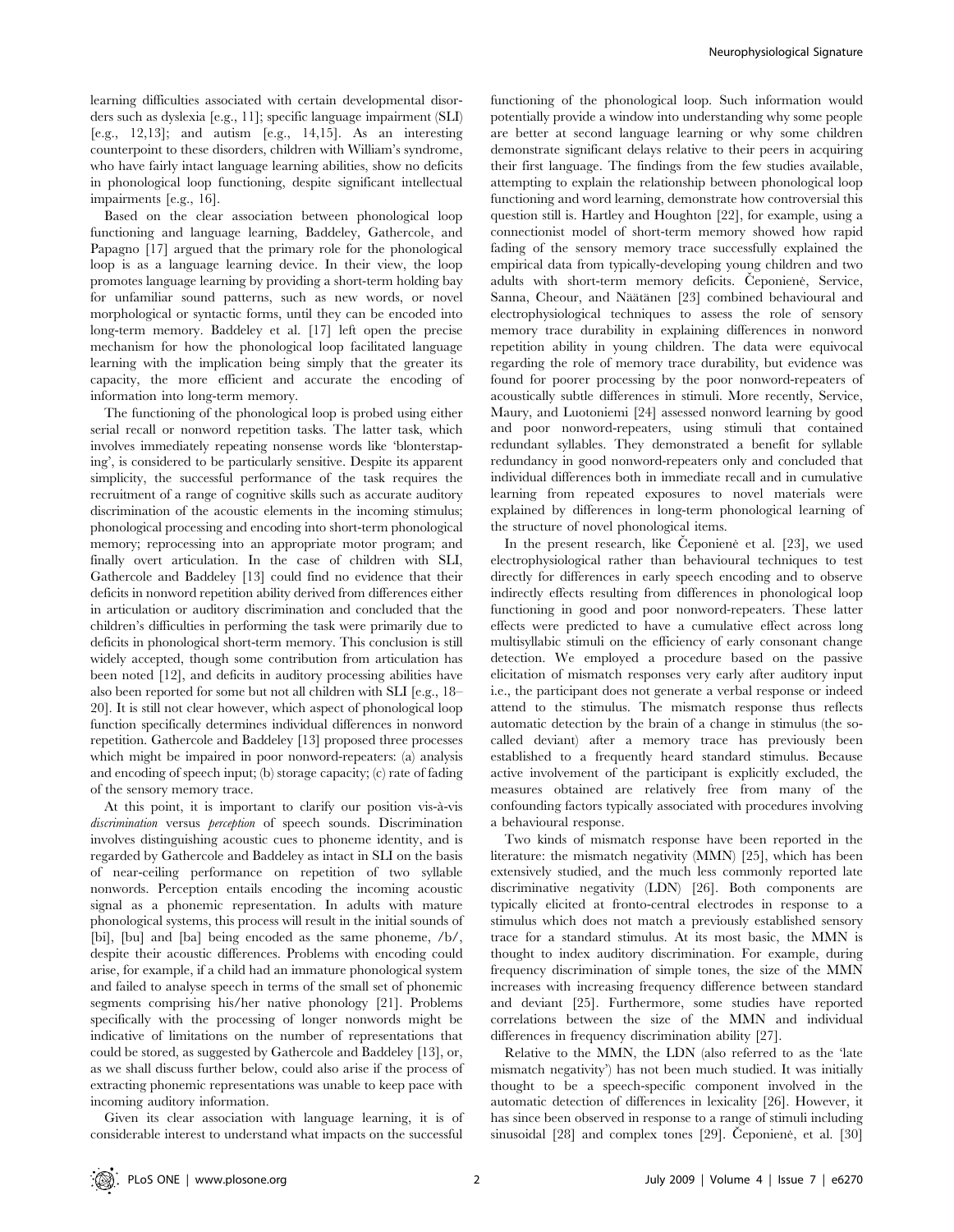learning difficulties associated with certain developmental disorders such as dyslexia [e.g., 11]; specific language impairment (SLI) [e.g., 12,13]; and autism [e.g., 14,15]. As an interesting counterpoint to these disorders, children with William's syndrome, who have fairly intact language learning abilities, show no deficits in phonological loop functioning, despite significant intellectual impairments [e.g., 16].

Based on the clear association between phonological loop functioning and language learning, Baddeley, Gathercole, and Papagno [17] argued that the primary role for the phonological loop is as a language learning device. In their view, the loop promotes language learning by providing a short-term holding bay for unfamiliar sound patterns, such as new words, or novel morphological or syntactic forms, until they can be encoded into long-term memory. Baddeley et al. [17] left open the precise mechanism for how the phonological loop facilitated language learning with the implication being simply that the greater its capacity, the more efficient and accurate the encoding of information into long-term memory.

The functioning of the phonological loop is probed using either serial recall or nonword repetition tasks. The latter task, which involves immediately repeating nonsense words like 'blonterstaping', is considered to be particularly sensitive. Despite its apparent simplicity, the successful performance of the task requires the recruitment of a range of cognitive skills such as accurate auditory discrimination of the acoustic elements in the incoming stimulus; phonological processing and encoding into short-term phonological memory; reprocessing into an appropriate motor program; and finally overt articulation. In the case of children with SLI, Gathercole and Baddeley [13] could find no evidence that their deficits in nonword repetition ability derived from differences either in articulation or auditory discrimination and concluded that the children's difficulties in performing the task were primarily due to deficits in phonological short-term memory. This conclusion is still widely accepted, though some contribution from articulation has been noted [12], and deficits in auditory processing abilities have also been reported for some but not all children with SLI [e.g., 18–20]. It is still not clear however, which aspect of phonological loop function specifically determines individual differences in nonword repetition. Gathercole and Baddeley [13] proposed three processes which might be impaired in poor nonword-repeaters: (a) analysis and encoding of speech input; (b) storage capacity; (c) rate of fading of the sensory memory trace.

At this point, it is important to clarify our position vis-à-vis *discrimination* versus *perception* of speech sounds. Discrimination involves distinguishing acoustic cues to phoneme identity, and is regarded by Gathercole and Baddeley as intact in SLI on the basis of near-ceiling performance on repetition of two syllable nonwords. Perception entails encoding the incoming acoustic signal as a phonemic representation. In adults with mature phonological systems, this process will result in the initial sounds of [bi], [bu] and [ba] being encoded as the same phoneme, /b/, despite their acoustic differences. Problems with encoding could arise, for example, if a child had an immature phonological system and failed to analyse speech in terms of the small set of phonemic segments comprising his/her native phonology [21]. Problems specifically with the processing of longer nonwords might be indicative of limitations on the number of representations that could be stored, as suggested by Gathercole and Baddeley [13], or, as we shall discuss further below, could also arise if the process of extracting phonemic representations was unable to keep pace with incoming auditory information.

Given its clear association with language learning, it is of considerable interest to understand what impacts on the successful functioning of the phonological loop. Such information would potentially provide a window into understanding why some people are better at second language learning or why some children demonstrate significant delays relative to their peers in acquiring their first language. The findings from the few studies available, attempting to explain the relationship between phonological loop functioning and word learning, demonstrate how controversial this question still is. Hartley and Houghton [22], for example, using a connectionist model of short-term memory showed how rapid fading of the sensory memory trace successfully explained the empirical data from typically-developing young children and two adults with short-term memory deficits. Čeponienė, Service, Sanna, Cheour, and Näätänen [23] combined behavioural and electrophysiological techniques to assess the role of sensory memory trace durability in explaining differences in nonword repetition ability in young children. The data were equivocal regarding the role of memory trace durability, but evidence was found for poorer processing by the poor nonword-repeaters of acoustically subtle differences in stimuli. More recently, Service, Maury, and Luotoniemi [24] assessed nonword learning by good and poor nonword-repeaters, using stimuli that contained redundant syllables. They demonstrated a benefit for syllable redundancy in good nonword-repeaters only and concluded that individual differences both in immediate recall and in cumulative learning from repeated exposures to novel materials were explained by differences in long-term phonological learning of the structure of novel phonological items.

In the present research, like Čeponienė et al. [23], we used electrophysiological rather than behavioural techniques to test directly for differences in early speech encoding and to observe indirectly effects resulting from differences in phonological loop functioning in good and poor nonword-repeaters. These latter effects were predicted to have a cumulative effect across long multisyllabic stimuli on the efficiency of early consonant change detection. We employed a procedure based on the passive elicitation of mismatch responses very early after auditory input i.e., the participant does not generate a verbal response or indeed attend to the stimulus. The mismatch response thus reflects automatic detection by the brain of a change in stimulus (the so-called deviant) after a memory trace has previously been established to a frequently heard standard stimulus. Because active involvement of the participant is explicitly excluded, the measures obtained are relatively free from many of the confounding factors typically associated with procedures involving a behavioural response.

Two kinds of mismatch response have been reported in the literature: the mismatch negativity (MMN) [25], which has been extensively studied, and the much less commonly reported late discriminative negativity (LDN) [26]. Both components are typically elicited at fronto-central electrodes in response to a stimulus which does not match a previously established sensory trace for a standard stimulus. At its most basic, the MMN is thought to index auditory discrimination. For example, during frequency discrimination of simple tones, the size of the MMN increases with increasing frequency difference between standard and deviant [25]. Furthermore, some studies have reported correlations between the size of the MMN and individual differences in frequency discrimination ability [27].

Relative to the MMN, the LDN (also referred to as the 'late mismatch negativity') has not been much studied. It was initially thought to be a speech-specific component involved in the automatic detection of differences in lexicality [26]. However, it has since been observed in response to a range of stimuli including sinusoidal [28] and complex tones [29]. Čeponienė, et al. [30]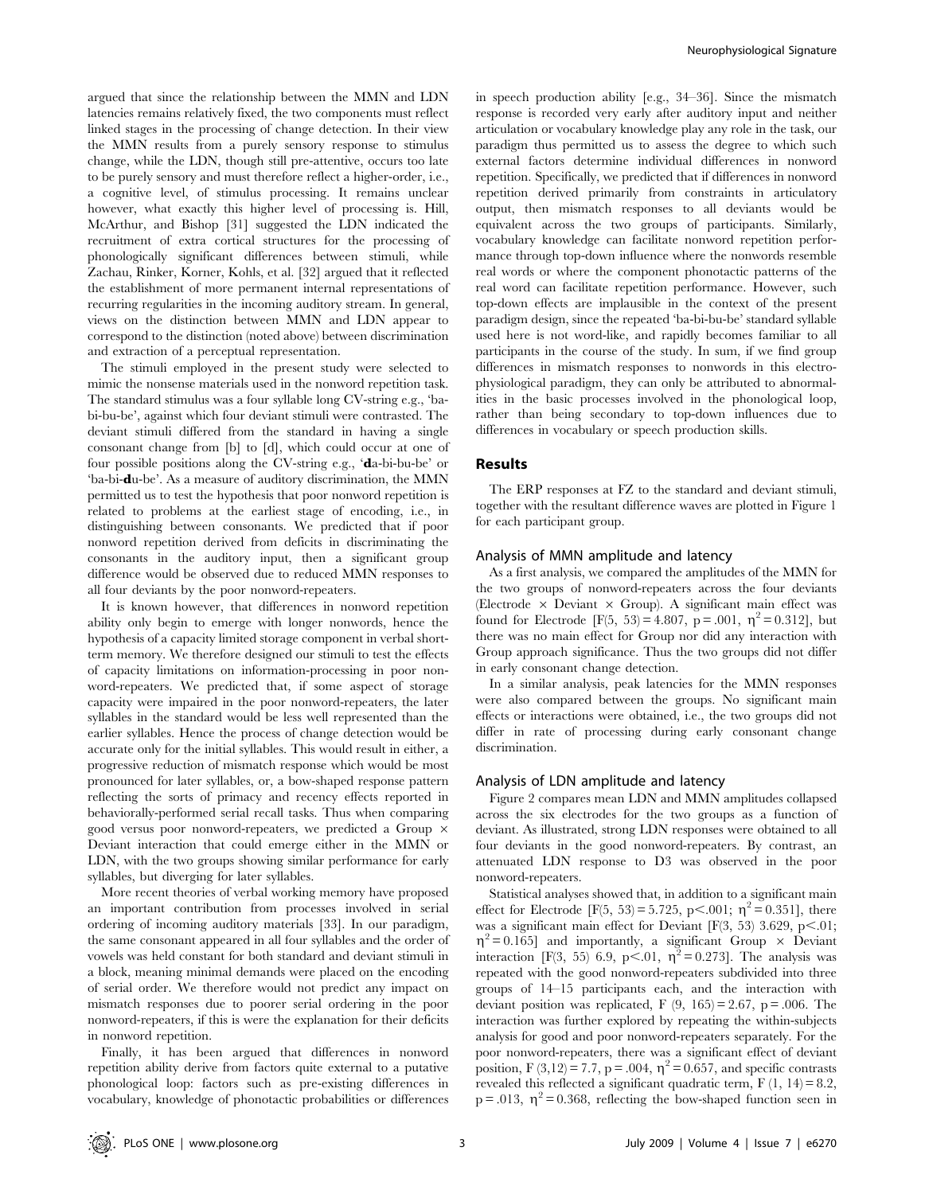argued that since the relationship between the MMN and LDN latencies remains relatively fixed, the two components must reflect linked stages in the processing of change detection. In their view the MMN results from a purely sensory response to stimulus change, while the LDN, though still pre-attentive, occurs too late to be purely sensory and must therefore reflect a higher-order, i.e., a cognitive level, of stimulus processing. It remains unclear however, what exactly this higher level of processing is. Hill, McArthur, and Bishop [31] suggested the LDN indicated the recruitment of extra cortical structures for the processing of phonologically significant differences between stimuli, while Zachau, Rinker, Korner, Kohls, et al. [32] argued that it reflected the establishment of more permanent internal representations of recurring regularities in the incoming auditory stream. In general, views on the distinction between MMN and LDN appear to correspond to the distinction (noted above) between discrimination and extraction of a perceptual representation.

The stimuli employed in the present study were selected to mimic the nonsense materials used in the nonword repetition task. The standard stimulus was a four syllable long CV-string e.g., 'ba-bi-bu-be', against which four deviant stimuli were contrasted. The deviant stimuli differed from the standard in having a single consonant change from [b] to [d], which could occur at one of four possible positions along the CV-string e.g., '**d**a-bi-bu-be' or 'ba-bi-**d**u-be'. As a measure of auditory discrimination, the MMN permitted us to test the hypothesis that poor nonword repetition is related to problems at the earliest stage of encoding, i.e., in distinguishing between consonants. We predicted that if poor nonword repetition derived from deficits in discriminating the consonants in the auditory input, then a significant group difference would be observed due to reduced MMN responses to all four deviants by the poor nonword-repeaters.

It is known however, that differences in nonword repetition ability only begin to emerge with longer nonwords, hence the hypothesis of a capacity limited storage component in verbal short-term memory. We therefore designed our stimuli to test the effects of capacity limitations on information-processing in poor nonword-repeaters. We predicted that, if some aspect of storage capacity were impaired in the poor nonword-repeaters, the later syllables in the standard would be less well represented than the earlier syllables. Hence the process of change detection would be accurate only for the initial syllables. This would result in either, a progressive reduction of mismatch response which would be most pronounced for later syllables, or, a bow-shaped response pattern reflecting the sorts of primacy and recency effects reported in behaviorally-performed serial recall tasks. Thus when comparing good versus poor nonword-repeaters, we predicted a Group × Deviant interaction that could emerge either in the MMN or LDN, with the two groups showing similar performance for early syllables, but diverging for later syllables.

More recent theories of verbal working memory have proposed an important contribution from processes involved in serial ordering of incoming auditory materials [33]. In our paradigm, the same consonant appeared in all four syllables and the order of vowels was held constant for both standard and deviant stimuli in a block, meaning minimal demands were placed on the encoding of serial order. We therefore would not predict any impact on mismatch responses due to poorer serial ordering in the poor nonword-repeaters, if this is were the explanation for their deficits in nonword repetition.

Finally, it has been argued that differences in nonword repetition ability derive from factors quite external to a putative phonological loop: factors such as pre-existing differences in vocabulary, knowledge of phonotactic probabilities or differences in speech production ability [e.g., 34–36]. Since the mismatch response is recorded very early after auditory input and neither articulation or vocabulary knowledge play any role in the task, our paradigm thus permitted us to assess the degree to which such external factors determine individual differences in nonword repetition. Specifically, we predicted that if differences in nonword repetition derived primarily from constraints in articulatory output, then mismatch responses to all deviants would be equivalent across the two groups of participants. Similarly, vocabulary knowledge can facilitate nonword repetition performance through top-down influence where the nonwords resemble real words or where the component phonotactic patterns of the real word can facilitate repetition performance. However, such top-down effects are implausible in the context of the present paradigm design, since the repeated 'ba-bi-bu-be' standard syllable used here is not word-like, and rapidly becomes familiar to all participants in the course of the study. In sum, if we find group differences in mismatch responses to nonwords in this electrophysiological paradigm, they can only be attributed to abnormalities in the basic processes involved in the phonological loop, rather than being secondary to top-down influences due to differences in vocabulary or speech production skills.

## Results

The ERP responses at FZ to the standard and deviant stimuli, together with the resultant difference waves are plotted in Figure 1 for each participant group.

### Analysis of MMN amplitude and latency

As a first analysis, we compared the amplitudes of the MMN for the two groups of nonword-repeaters across the four deviants (Electrode × Deviant × Group). A significant main effect was found for Electrode [$F(5, 53) = 4.807$, $p = .001$, $\eta^2 = 0.312$], but there was no main effect for Group nor did any interaction with Group approach significance. Thus the two groups did not differ in early consonant change detection.

In a similar analysis, peak latencies for the MMN responses were also compared between the groups. No significant main effects or interactions were obtained, i.e., the two groups did not differ in rate of processing during early consonant change discrimination.

### Analysis of LDN amplitude and latency

Figure 2 compares mean LDN and MMN amplitudes collapsed across the six electrodes for the two groups as a function of deviant. As illustrated, strong LDN responses were obtained to all four deviants in the good nonword-repeaters. By contrast, an attenuated LDN response to D3 was observed in the poor nonword-repeaters.

Statistical analyses showed that, in addition to a significant main effect for Electrode [$F(5, 53) = 5.725$, $p < .001$; $\eta^2 = 0.351$], there was a significant main effect for Deviant [$F(3, 53)$ 3.629, $p < .01$; $\eta^2 = 0.165$] and importantly, a significant Group × Deviant interaction [$F(3, 55)$ 6.9, $p < .01$, $\eta^2 = 0.273$]. The analysis was repeated with the good nonword-repeaters subdivided into three groups of 14–15 participants each, and the interaction with deviant position was replicated, $F(9, 165) = 2.67$, $p = .006$. The interaction was further explored by repeating the within-subjects analysis for good and poor nonword-repeaters separately. For the poor nonword-repeaters, there was a significant effect of deviant position, $F(3,12) = 7.7$, $p = .004$, $\eta^2 = 0.657$, and specific contrasts revealed this reflected a significant quadratic term, $F(1, 14) = 8.2$, $p = .013$, $\eta^2 = 0.368$, reflecting the bow-shaped function seen in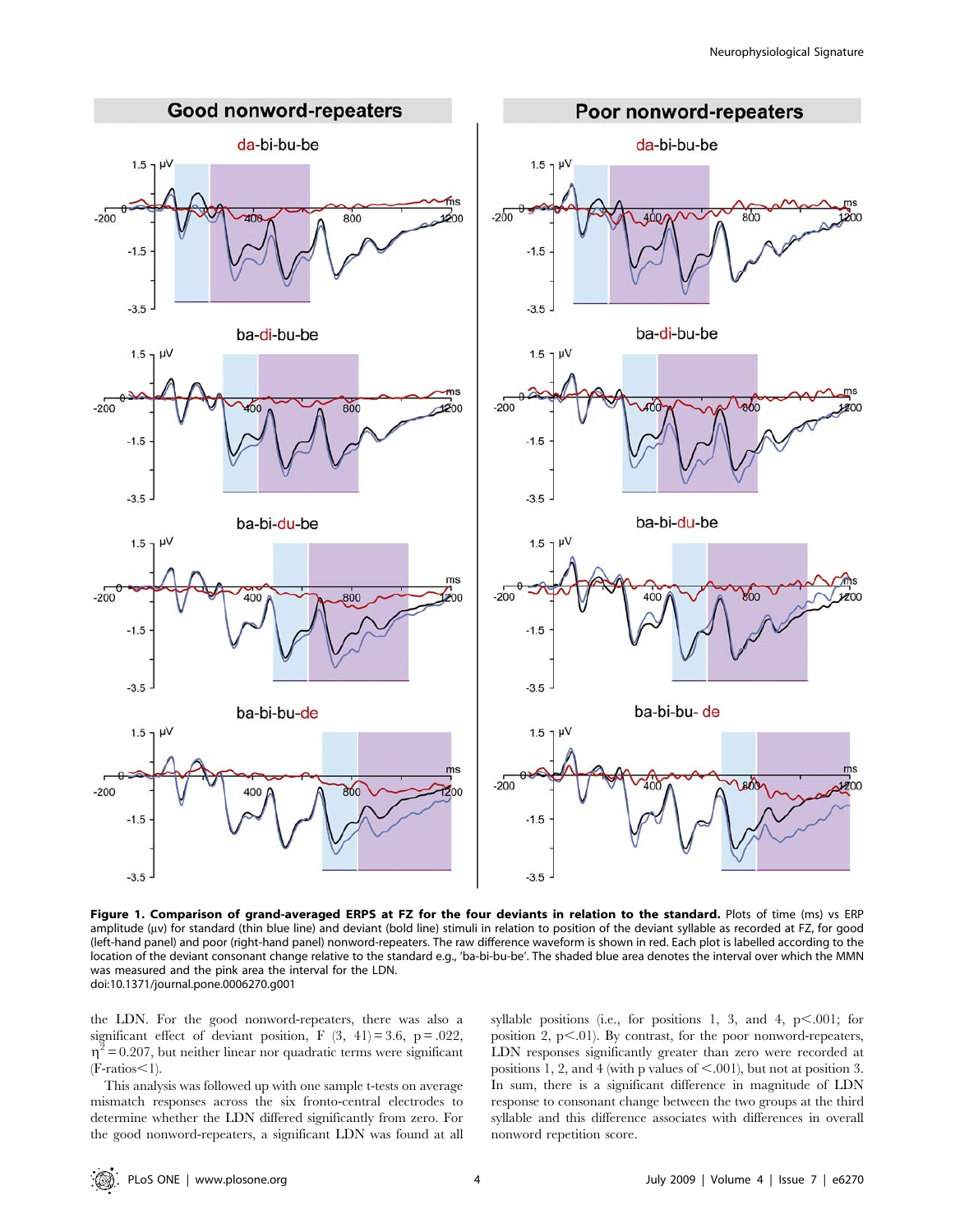**Figure 1. Comparison of grand-averaged ERPS at FZ for the four deviants in relation to the standard.** Plots of time (ms) vs ERP amplitude (µv) for standard (thin blue line) and deviant (bold line) stimuli in relation to position of the deviant syllable as recorded at FZ, for good (left-hand panel) and poor (right-hand panel) nonword-repeaters. The raw difference waveform is shown in red. Each plot is labelled according to the location of the deviant consonant change relative to the standard e.g., 'ba-bi-bu-be'. The shaded blue area denotes the interval over which the MMN was measured and the pink area the interval for the LDN.
doi:10.1371/journal.pone.0006270.g001

the LDN. For the good nonword-repeaters, there was also a significant effect of deviant position, $F\ (3,\ 41) = 3.6$, $p = .022$, $\eta^2 = 0.207$, but neither linear nor quadratic terms were significant (F-ratios<1).

This analysis was followed up with one sample t-tests on average mismatch responses across the six fronto-central electrodes to determine whether the LDN differed significantly from zero. For the good nonword-repeaters, a significant LDN was found at all syllable positions (i.e., for positions 1, 3, and 4, $p < .001$; for position 2, $p < .01$). By contrast, for the poor nonword-repeaters, LDN responses significantly greater than zero were recorded at positions 1, 2, and 4 (with p values of $< .001$), but not at position 3. In sum, there is a significant difference in magnitude of LDN response to consonant change between the two groups at the third syllable and this difference associates with differences in overall nonword repetition score.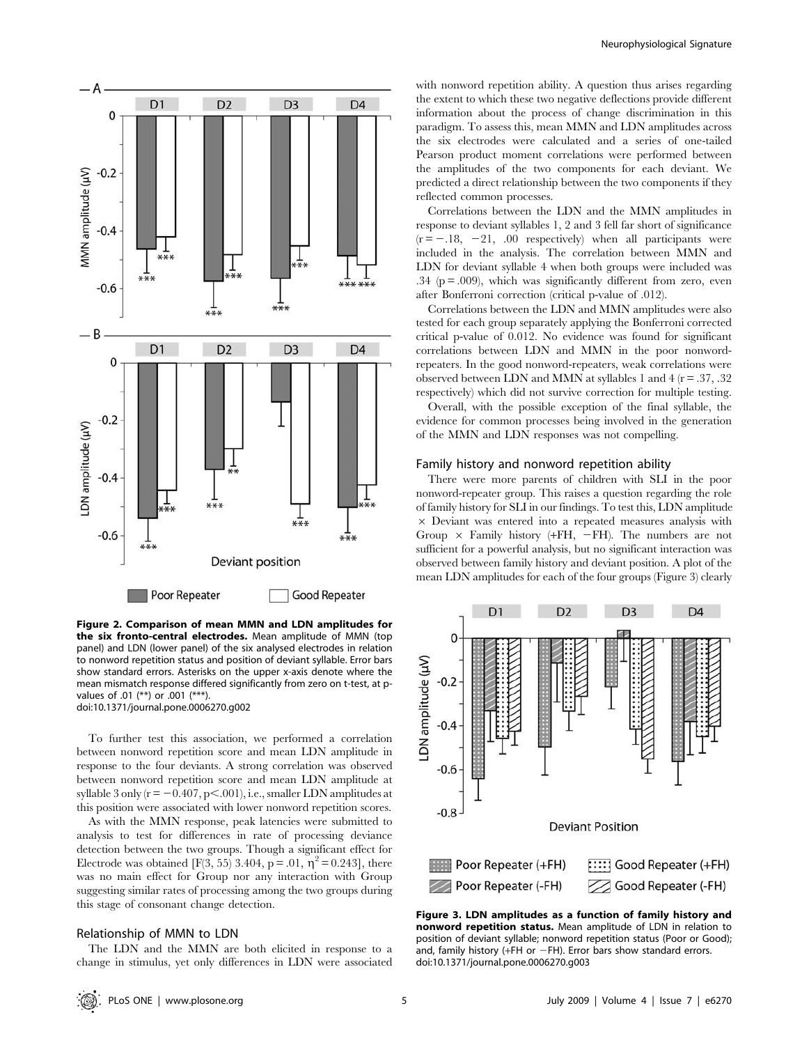**Figure 2. Comparison of mean MMN and LDN amplitudes for the six fronto-central electrodes.** Mean amplitude of MMN (top panel) and LDN (lower panel) of the six analysed electrodes in relation to nonword repetition status and position of deviant syllable. Error bars show standard errors. Asterisks on the upper x-axis denote where the mean mismatch response differed significantly from zero on t-test, at p-values of .01 (**) or .001 (***).
doi:10.1371/journal.pone.0006270.g002

To further test this association, we performed a correlation between nonword repetition score and mean LDN amplitude in response to the four deviants. A strong correlation was observed between nonword repetition score and mean LDN amplitude at syllable 3 only ($r = -0.407$, $p < .001$), i.e., smaller LDN amplitudes at this position were associated with lower nonword repetition scores.

As with the MMN response, peak latencies were submitted to analysis to test for differences in rate of processing deviance detection between the two groups. Though a significant effect for Electrode was obtained [$F(3, 55)$ 3.404, $p = .01$, $\eta^2 = 0.243$], there was no main effect for Group nor any interaction with Group suggesting similar rates of processing among the two groups during this stage of consonant change detection.

## Relationship of MMN to LDN

The LDN and the MMN are both elicited in response to a change in stimulus, yet only differences in LDN were associated with nonword repetition ability. A question thus arises regarding the extent to which these two negative deflections provide different information about the process of change discrimination in this paradigm. To assess this, mean MMN and LDN amplitudes across the six electrodes were calculated and a series of one-tailed Pearson product moment correlations were performed between the amplitudes of the two components for each deviant. We predicted a direct relationship between the two components if they reflected common processes.

Correlations between the LDN and the MMN amplitudes in response to deviant syllables 1, 2 and 3 fell far short of significance ($r = -.18$, $-21$, $.00$ respectively) when all participants were included in the analysis. The correlation between MMN and LDN for deviant syllable 4 when both groups were included was .34 ($p = .009$), which was significantly different from zero, even after Bonferroni correction (critical p-value of .012).

Correlations between the LDN and MMN amplitudes were also tested for each group separately applying the Bonferroni corrected critical p-value of 0.012. No evidence was found for significant correlations between LDN and MMN in the poor nonword-repeaters. In the good nonword-repeaters, weak correlations were observed between LDN and MMN at syllables 1 and 4 ($r = .37$, $.32$ respectively) which did not survive correction for multiple testing.

Overall, with the possible exception of the final syllable, the evidence for common processes being involved in the generation of the MMN and LDN responses was not compelling.

## Family history and nonword repetition ability

There were more parents of children with SLI in the poor nonword-repeater group. This raises a question regarding the role of family history for SLI in our findings. To test this, LDN amplitude × Deviant was entered into a repeated measures analysis with Group × Family history (+FH, −FH). The numbers are not sufficient for a powerful analysis, but no significant interaction was observed between family history and deviant position. A plot of the mean LDN amplitudes for each of the four groups (Figure 3) clearly

**Figure 3. LDN amplitudes as a function of family history and nonword repetition status.** Mean amplitude of LDN in relation to position of deviant syllable; nonword repetition status (Poor or Good); and, family history (+FH or −FH). Error bars show standard errors.
doi:10.1371/journal.pone.0006270.g003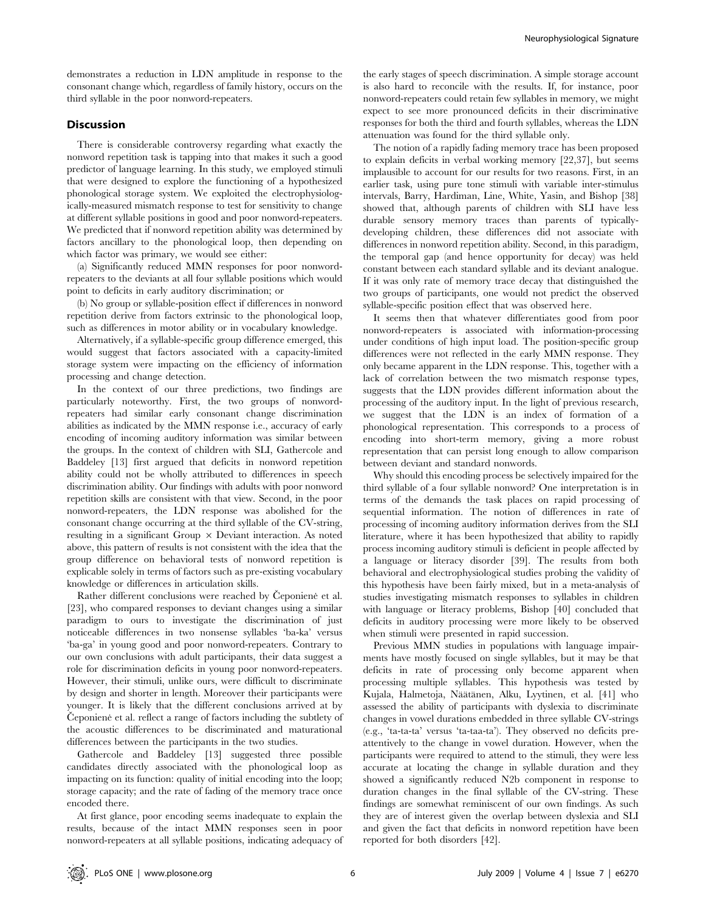demonstrates a reduction in LDN amplitude in response to the consonant change which, regardless of family history, occurs on the third syllable in the poor nonword-repeaters.

## Discussion

There is considerable controversy regarding what exactly the nonword repetition task is tapping into that makes it such a good predictor of language learning. In this study, we employed stimuli that were designed to explore the functioning of a hypothesized phonological storage system. We exploited the electrophysiologically-measured mismatch response to test for sensitivity to change at different syllable positions in good and poor nonword-repeaters. We predicted that if nonword repetition ability was determined by factors ancillary to the phonological loop, then depending on which factor was primary, we would see either:

(a) Significantly reduced MMN responses for poor nonword-repeaters to the deviants at all four syllable positions which would point to deficits in early auditory discrimination; or

(b) No group or syllable-position effect if differences in nonword repetition derive from factors extrinsic to the phonological loop, such as differences in motor ability or in vocabulary knowledge.

Alternatively, if a syllable-specific group difference emerged, this would suggest that factors associated with a capacity-limited storage system were impacting on the efficiency of information processing and change detection.

In the context of our three predictions, two findings are particularly noteworthy. First, the two groups of nonword-repeaters had similar early consonant change discrimination abilities as indicated by the MMN response i.e., accuracy of early encoding of incoming auditory information was similar between the groups. In the context of children with SLI, Gathercole and Baddeley [13] first argued that deficits in nonword repetition ability could not be wholly attributed to differences in speech discrimination ability. Our findings with adults with poor nonword repetition skills are consistent with that view. Second, in the poor nonword-repeaters, the LDN response was abolished for the consonant change occurring at the third syllable of the CV-string, resulting in a significant Group × Deviant interaction. As noted above, this pattern of results is not consistent with the idea that the group difference on behavioral tests of nonword repetition is explicable solely in terms of factors such as pre-existing vocabulary knowledge or differences in articulation skills.

Rather different conclusions were reached by Čeponienė et al. [23], who compared responses to deviant changes using a similar paradigm to ours to investigate the discrimination of just noticeable differences in two nonsense syllables 'ba-ka' versus 'ba-ga' in young good and poor nonword-repeaters. Contrary to our own conclusions with adult participants, their data suggest a role for discrimination deficits in young poor nonword-repeaters. However, their stimuli, unlike ours, were difficult to discriminate by design and shorter in length. Moreover their participants were younger. It is likely that the different conclusions arrived at by Čeponienė et al. reflect a range of factors including the subtlety of the acoustic differences to be discriminated and maturational differences between the participants in the two studies.

Gathercole and Baddeley [13] suggested three possible candidates directly associated with the phonological loop as impacting on its function: quality of initial encoding into the loop; storage capacity; and the rate of fading of the memory trace once encoded there.

At first glance, poor encoding seems inadequate to explain the results, because of the intact MMN responses seen in poor nonword-repeaters at all syllable positions, indicating adequacy of the early stages of speech discrimination. A simple storage account is also hard to reconcile with the results. If, for instance, poor nonword-repeaters could retain few syllables in memory, we might expect to see more pronounced deficits in their discriminative responses for both the third and fourth syllables, whereas the LDN attenuation was found for the third syllable only.

The notion of a rapidly fading memory trace has been proposed to explain deficits in verbal working memory [22,37], but seems implausible to account for our results for two reasons. First, in an earlier task, using pure tone stimuli with variable inter-stimulus intervals, Barry, Hardiman, Line, White, Yasin, and Bishop [38] showed that, although parents of children with SLI have less durable sensory memory traces than parents of typically-developing children, these differences did not associate with differences in nonword repetition ability. Second, in this paradigm, the temporal gap (and hence opportunity for decay) was held constant between each standard syllable and its deviant analogue. If it was only rate of memory trace decay that distinguished the two groups of participants, one would not predict the observed syllable-specific position effect that was observed here.

It seems then that whatever differentiates good from poor nonword-repeaters is associated with information-processing under conditions of high input load. The position-specific group differences were not reflected in the early MMN response. They only became apparent in the LDN response. This, together with a lack of correlation between the two mismatch response types, suggests that the LDN provides different information about the processing of the auditory input. In the light of previous research, we suggest that the LDN is an index of formation of a phonological representation. This corresponds to a process of encoding into short-term memory, giving a more robust representation that can persist long enough to allow comparison between deviant and standard nonwords.

Why should this encoding process be selectively impaired for the third syllable of a four syllable nonword? One interpretation is in terms of the demands the task places on rapid processing of sequential information. The notion of differences in rate of processing of incoming auditory information derives from the SLI literature, where it has been hypothesized that ability to rapidly process incoming auditory stimuli is deficient in people affected by a language or literacy disorder [39]. The results from both behavioral and electrophysiological studies probing the validity of this hypothesis have been fairly mixed, but in a meta-analysis of studies investigating mismatch responses to syllables in children with language or literacy problems, Bishop [40] concluded that deficits in auditory processing were more likely to be observed when stimuli were presented in rapid succession.

Previous MMN studies in populations with language impairments have mostly focused on single syllables, but it may be that deficits in rate of processing only become apparent when processing multiple syllables. This hypothesis was tested by Kujala, Halmetoja, Näätänen, Alku, Lyytinen, et al. [41] who assessed the ability of participants with dyslexia to discriminate changes in vowel durations embedded in three syllable CV-strings (e.g., 'ta-ta-ta' versus 'ta-taa-ta'). They observed no deficits pre-attentively to the change in vowel duration. However, when the participants were required to attend to the stimuli, they were less accurate at locating the change in syllable duration and they showed a significantly reduced N2b component in response to duration changes in the final syllable of the CV-string. These findings are somewhat reminiscent of our own findings. As such they are of interest given the overlap between dyslexia and SLI and given the fact that deficits in nonword repetition have been reported for both disorders [42].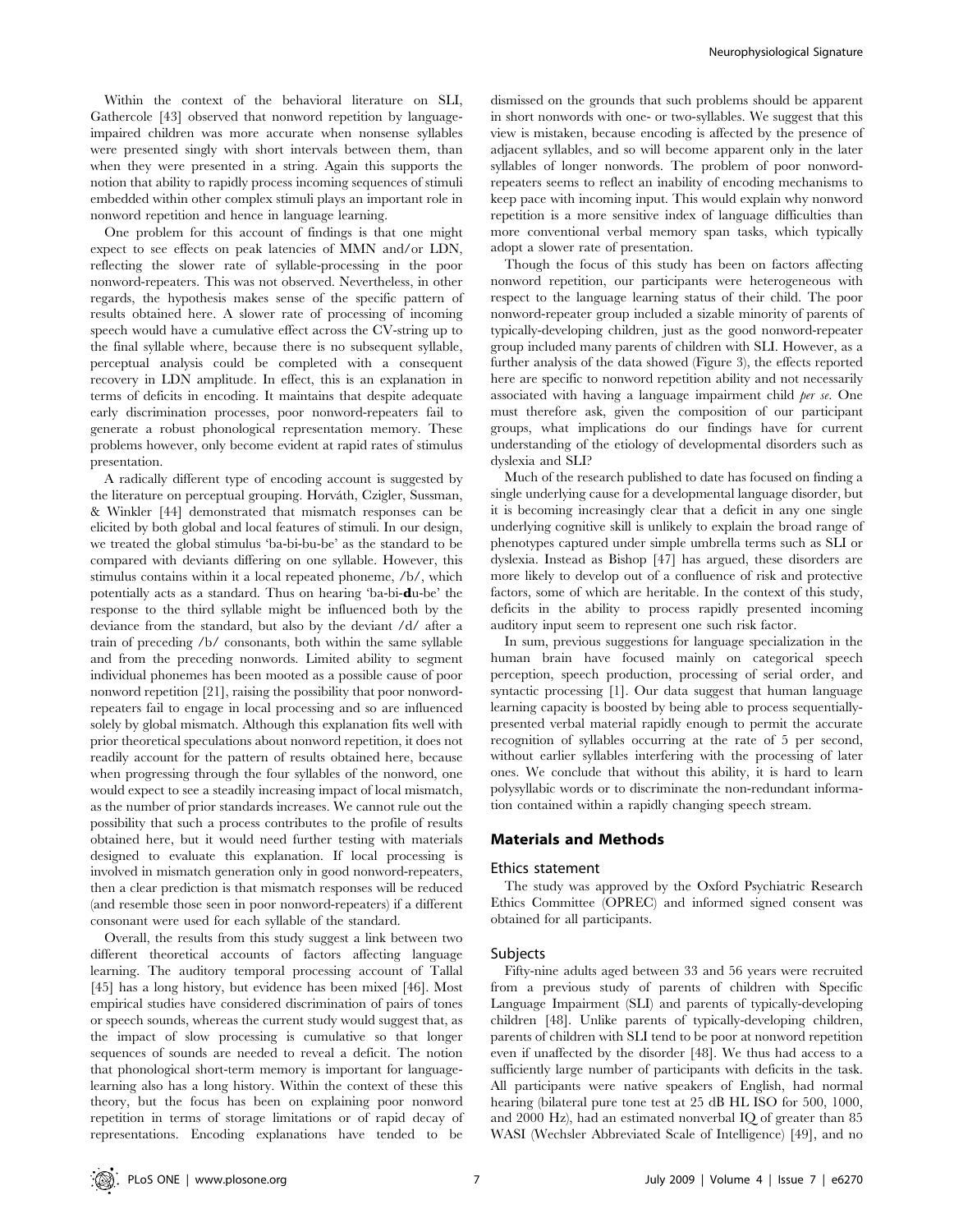Within the context of the behavioral literature on SLI, Gathercole [43] observed that nonword repetition by language-impaired children was more accurate when nonsense syllables were presented singly with short intervals between them, than when they were presented in a string. Again this supports the notion that ability to rapidly process incoming sequences of stimuli embedded within other complex stimuli plays an important role in nonword repetition and hence in language learning.

One problem for this account of findings is that one might expect to see effects on peak latencies of MMN and/or LDN, reflecting the slower rate of syllable-processing in the poor nonword-repeaters. This was not observed. Nevertheless, in other regards, the hypothesis makes sense of the specific pattern of results obtained here. A slower rate of processing of incoming speech would have a cumulative effect across the CV-string up to the final syllable where, because there is no subsequent syllable, perceptual analysis could be completed with a consequent recovery in LDN amplitude. In effect, this is an explanation in terms of deficits in encoding. It maintains that despite adequate early discrimination processes, poor nonword-repeaters fail to generate a robust phonological representation memory. These problems however, only become evident at rapid rates of stimulus presentation.

A radically different type of encoding account is suggested by the literature on perceptual grouping. Horváth, Czigler, Sussman, & Winkler [44] demonstrated that mismatch responses can be elicited by both global and local features of stimuli. In our design, we treated the global stimulus 'ba-bi-bu-be' as the standard to be compared with deviants differing on one syllable. However, this stimulus contains within it a local repeated phoneme, /b/, which potentially acts as a standard. Thus on hearing 'ba-bi-**d**u-be' the response to the third syllable might be influenced both by the deviance from the standard, but also by the deviant /d/ after a train of preceding /b/ consonants, both within the same syllable and from the preceding nonwords. Limited ability to segment individual phonemes has been mooted as a possible cause of poor nonword repetition [21], raising the possibility that poor nonword-repeaters fail to engage in local processing and so are influenced solely by global mismatch. Although this explanation fits well with prior theoretical speculations about nonword repetition, it does not readily account for the pattern of results obtained here, because when progressing through the four syllables of the nonword, one would expect to see a steadily increasing impact of local mismatch, as the number of prior standards increases. We cannot rule out the possibility that such a process contributes to the profile of results obtained here, but it would need further testing with materials designed to evaluate this explanation. If local processing is involved in mismatch generation only in good nonword-repeaters, then a clear prediction is that mismatch responses will be reduced (and resemble those seen in poor nonword-repeaters) if a different consonant were used for each syllable of the standard.

Overall, the results from this study suggest a link between two different theoretical accounts of factors affecting language learning. The auditory temporal processing account of Tallal [45] has a long history, but evidence has been mixed [46]. Most empirical studies have considered discrimination of pairs of tones or speech sounds, whereas the current study would suggest that, as the impact of slow processing is cumulative so that longer sequences of sounds are needed to reveal a deficit. The notion that phonological short-term memory is important for language-learning also has a long history. Within the context of these this theory, but the focus has been on explaining poor nonword repetition in terms of storage limitations or of rapid decay of representations. Encoding explanations have tended to be dismissed on the grounds that such problems should be apparent in short nonwords with one- or two-syllables. We suggest that this view is mistaken, because encoding is affected by the presence of adjacent syllables, and so will become apparent only in the later syllables of longer nonwords. The problem of poor nonword-repeaters seems to reflect an inability of encoding mechanisms to keep pace with incoming input. This would explain why nonword repetition is a more sensitive index of language difficulties than more conventional verbal memory span tasks, which typically adopt a slower rate of presentation.

Though the focus of this study has been on factors affecting nonword repetition, our participants were heterogeneous with respect to the language learning status of their child. The poor nonword-repeater group included a sizable minority of parents of typically-developing children, just as the good nonword-repeater group included many parents of children with SLI. However, as a further analysis of the data showed (Figure 3), the effects reported here are specific to nonword repetition ability and not necessarily associated with having a language impairment child *per se*. One must therefore ask, given the composition of our participant groups, what implications do our findings have for current understanding of the etiology of developmental disorders such as dyslexia and SLI?

Much of the research published to date has focused on finding a single underlying cause for a developmental language disorder, but it is becoming increasingly clear that a deficit in any one single underlying cognitive skill is unlikely to explain the broad range of phenotypes captured under simple umbrella terms such as SLI or dyslexia. Instead as Bishop [47] has argued, these disorders are more likely to develop out of a confluence of risk and protective factors, some of which are heritable. In the context of this study, deficits in the ability to process rapidly presented incoming auditory input seem to represent one such risk factor.

In sum, previous suggestions for language specialization in the human brain have focused mainly on categorical speech perception, speech production, processing of serial order, and syntactic processing [1]. Our data suggest that human language learning capacity is boosted by being able to process sequentially-presented verbal material rapidly enough to permit the accurate recognition of syllables occurring at the rate of 5 per second, without earlier syllables interfering with the processing of later ones. We conclude that without this ability, it is hard to learn polysyllabic words or to discriminate the non-redundant information contained within a rapidly changing speech stream.

## Materials and Methods

### Ethics statement

The study was approved by the Oxford Psychiatric Research Ethics Committee (OPREC) and informed signed consent was obtained for all participants.

### Subjects

Fifty-nine adults aged between 33 and 56 years were recruited from a previous study of parents of children with Specific Language Impairment (SLI) and parents of typically-developing children [48]. Unlike parents of typically-developing children, parents of children with SLI tend to be poor at nonword repetition even if unaffected by the disorder [48]. We thus had access to a sufficiently large number of participants with deficits in the task. All participants were native speakers of English, had normal hearing (bilateral pure tone test at 25 dB HL ISO for 500, 1000, and 2000 Hz), had an estimated nonverbal IQ of greater than 85 WASI (Wechsler Abbreviated Scale of Intelligence) [49], and no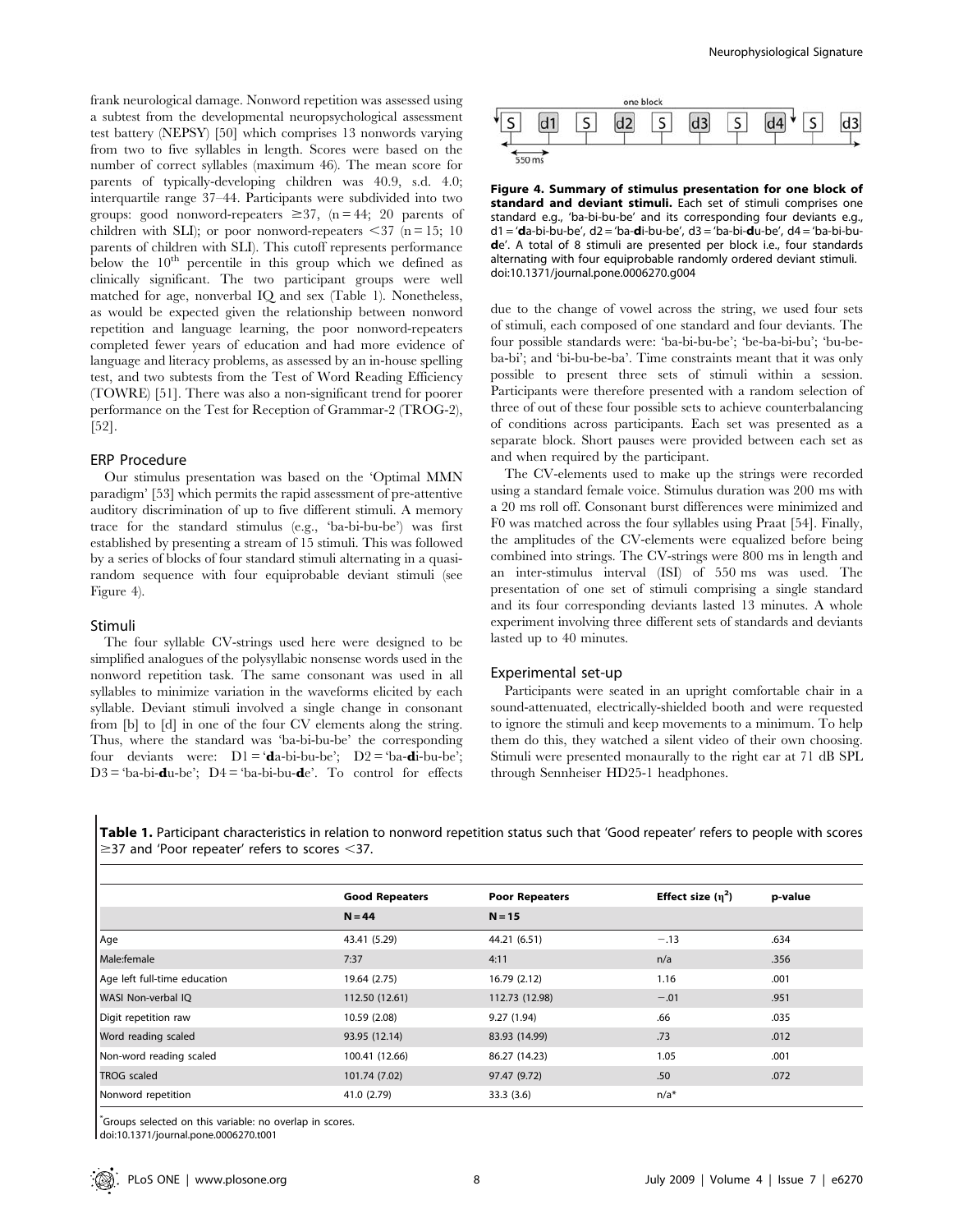frank neurological damage. Nonword repetition was assessed using a subtest from the developmental neuropsychological assessment test battery (NEPSY) [50] which comprises 13 nonwords varying from two to five syllables in length. Scores were based on the number of correct syllables (maximum 46). The mean score for parents of typically-developing children was 40.9, s.d. 4.0; interquartile range 37–44. Participants were subdivided into two groups: good nonword-repeaters ≥37, (n = 44; 20 parents of children with SLI); or poor nonword-repeaters <37 (n = 15; 10 parents of children with SLI). This cutoff represents performance below the 10th percentile in this group which we defined as clinically significant. The two participant groups were well matched for age, nonverbal IQ and sex (Table 1). Nonetheless, as would be expected given the relationship between nonword repetition and language learning, the poor nonword-repeaters completed fewer years of education and had more evidence of language and literacy problems, as assessed by an in-house spelling test, and two subtests from the Test of Word Reading Efficiency (TOWRE) [51]. There was also a non-significant trend for poorer performance on the Test for Reception of Grammar-2 (TROG-2), [52].

## ERP Procedure

Our stimulus presentation was based on the 'Optimal MMN paradigm' [53] which permits the rapid assessment of pre-attentive auditory discrimination of up to five different stimuli. A memory trace for the standard stimulus (e.g., 'ba-bi-bu-be') was first established by presenting a stream of 15 stimuli. This was followed by a series of blocks of four standard stimuli alternating in a quasi-random sequence with four equiprobable deviant stimuli (see Figure 4).

## Stimuli

The four syllable CV-strings used here were designed to be simplified analogues of the polysyllabic nonsense words used in the nonword repetition task. The same consonant was used in all syllables to minimize variation in the waveforms elicited by each syllable. Deviant stimuli involved a single change in consonant from [b] to [d] in one of the four CV elements along the string. Thus, where the standard was 'ba-bi-bu-be' the corresponding four deviants were: D1 = '**d**a-bi-bu-be'; D2 = 'ba-**d**i-bu-be'; D3 = 'ba-bi-**d**u-be'; D4 = 'ba-bi-bu-**d**e'. To control for effects due to the change of vowel across the string, we used four sets of stimuli, each composed of one standard and four deviants. The four possible standards were: 'ba-bi-bu-be'; 'be-ba-bi-bu'; 'bu-be-ba-bi'; and 'bi-bu-be-ba'. Time constraints meant that it was only possible to present three sets of stimuli within a session. Participants were therefore presented with a random selection of three of out of these four possible sets to achieve counterbalancing of conditions across participants. Each set was presented as a separate block. Short pauses were provided between each set as and when required by the participant.

The CV-elements used to make up the strings were recorded using a standard female voice. Stimulus duration was 200 ms with a 20 ms roll off. Consonant burst differences were minimized and F0 was matched across the four syllables using Praat [54]. Finally, the amplitudes of the CV-elements were equalized before being combined into strings. The CV-strings were 800 ms in length and an inter-stimulus interval (ISI) of 550 ms was used. The presentation of one set of stimuli comprising a single standard and its four corresponding deviants lasted 13 minutes. A whole experiment involving three different sets of standards and deviants lasted up to 40 minutes.

**Figure 4. Summary of stimulus presentation for one block of standard and deviant stimuli.** Each set of stimuli comprises one standard e.g., 'ba-bi-bu-be' and its corresponding four deviants e.g., d1 = '**d**a-bi-bu-be', d2 = 'ba-**d**i-bu-be', d3 = 'ba-bi-**d**u-be', d4 = 'ba-bi-bu-**d**e'. A total of 8 stimuli are presented per block i.e., four standards alternating with four equiprobable randomly ordered deviant stimuli.
doi:10.1371/journal.pone.0006270.g004

## Experimental set-up

Participants were seated in an upright comfortable chair in a sound-attenuated, electrically-shielded booth and were requested to ignore the stimuli and keep movements to a minimum. To help them do this, they watched a silent video of their own choosing. Stimuli were presented monaurally to the right ear at 71 dB SPL through Sennheiser HD25-1 headphones.

**Table 1.** Participant characteristics in relation to nonword repetition status such that 'Good repeater' refers to people with scores ≥37 and 'Poor repeater' refers to scores <37.

| | Good Repeaters | Poor Repeaters | Effect size ($\eta^2$) | p-value |
|---|---|---|---|---|
| | N = 44 | N = 15 | | |
| Age | 43.41 (5.29) | 44.21 (6.51) | −.13 | .634 |
| Male:female | 7:37 | 4:11 | n/a | .356 |
| Age left full-time education | 19.64 (2.75) | 16.79 (2.12) | 1.16 | .001 |
| WASI Non-verbal IQ | 112.50 (12.61) | 112.73 (12.98) | −.01 | .951 |
| Digit repetition raw | 10.59 (2.08) | 9.27 (1.94) | .66 | .035 |
| Word reading scaled | 93.95 (12.14) | 83.93 (14.99) | .73 | .012 |
| Non-word reading scaled | 100.41 (12.66) | 86.27 (14.23) | 1.05 | .001 |
| TROG scaled | 101.74 (7.02) | 97.47 (9.72) | .50 | .072 |
| Nonword repetition | 41.0 (2.79) | 33.3 (3.6) | n/a* | |

*Groups selected on this variable: no overlap in scores.
doi:10.1371/journal.pone.0006270.t001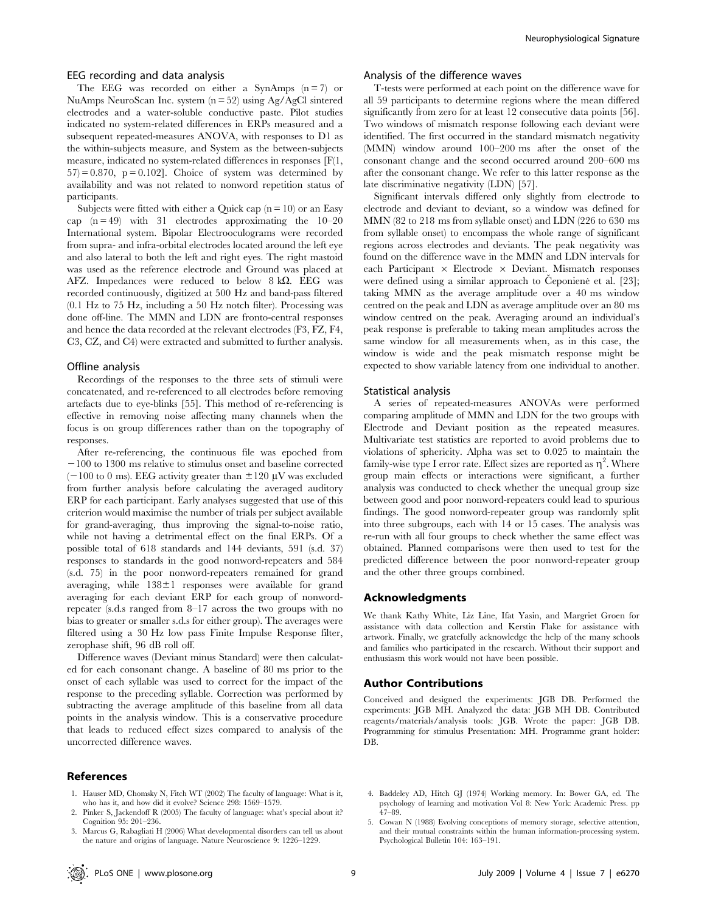### EEG recording and data analysis

The EEG was recorded on either a SynAmps (n = 7) or NuAmps NeuroScan Inc. system (n = 52) using Ag/AgCl sintered electrodes and a water-soluble conductive paste. Pilot studies indicated no system-related differences in ERPs measured and a subsequent repeated-measures ANOVA, with responses to D1 as the within-subjects measure, and System as the between-subjects measure, indicated no system-related differences in responses [$F(1, 57) = 0.870$, $p = 0.102$]. Choice of system was determined by availability and was not related to nonword repetition status of participants.

Subjects were fitted with either a Quick cap (n = 10) or an Easy cap (n = 49) with 31 electrodes approximating the 10–20 International system. Bipolar Electrooculograms were recorded from supra- and infra-orbital electrodes located around the left eye and also lateral to both the left and right eyes. The right mastoid was used as the reference electrode and Ground was placed at AFZ. Impedances were reduced to below 8 kΩ. EEG was recorded continuously, digitized at 500 Hz and band-pass filtered (0.1 Hz to 75 Hz, including a 50 Hz notch filter). Processing was done off-line. The MMN and LDN are fronto-central responses and hence the data recorded at the relevant electrodes (F3, FZ, F4, C3, CZ, and C4) were extracted and submitted to further analysis.

### Offline analysis

Recordings of the responses to the three sets of stimuli were concatenated, and re-referenced to all electrodes before removing artefacts due to eye-blinks [55]. This method of re-referencing is effective in removing noise affecting many channels when the focus is on group differences rather than on the topography of responses.

After re-referencing, the continuous file was epoched from −100 to 1300 ms relative to stimulus onset and baseline corrected (−100 to 0 ms). EEG activity greater than ±120 μV was excluded from further analysis before calculating the averaged auditory ERP for each participant. Early analyses suggested that use of this criterion would maximise the number of trials per subject available for grand-averaging, thus improving the signal-to-noise ratio, while not having a detrimental effect on the final ERPs. Of a possible total of 618 standards and 144 deviants, 591 (s.d. 37) responses to standards in the good nonword-repeaters and 584 (s.d. 75) in the poor nonword-repeaters remained for grand averaging, while 138±1 responses were available for grand averaging for each deviant ERP for each group of nonword-repeater (s.d.s ranged from 8–17 across the two groups with no bias to greater or smaller s.d.s for either group). The averages were filtered using a 30 Hz low pass Finite Impulse Response filter, zerophase shift, 96 dB roll off.

Difference waves (Deviant minus Standard) were then calculated for each consonant change. A baseline of 80 ms prior to the onset of each syllable was used to correct for the impact of the response to the preceding syllable. Correction was performed by subtracting the average amplitude of this baseline from all data points in the analysis window. This is a conservative procedure that leads to reduced effect sizes compared to analysis of the uncorrected difference waves.

### Analysis of the difference waves

T-tests were performed at each point on the difference wave for all 59 participants to determine regions where the mean differed significantly from zero for at least 12 consecutive data points [56]. Two windows of mismatch response following each deviant were identified. The first occurred in the standard mismatch negativity (MMN) window around 100–200 ms after the onset of the consonant change and the second occurred around 200–600 ms after the consonant change. We refer to this latter response as the late discriminative negativity (LDN) [57].

Significant intervals differed only slightly from electrode to electrode and deviant to deviant, so a window was defined for MMN (82 to 218 ms from syllable onset) and LDN (226 to 630 ms from syllable onset) to encompass the whole range of significant regions across electrodes and deviants. The peak negativity was found on the difference wave in the MMN and LDN intervals for each Participant × Electrode × Deviant. Mismatch responses were defined using a similar approach to Čeponienė et al. [23]; taking MMN as the average amplitude over a 40 ms window centred on the peak and LDN as average amplitude over an 80 ms window centred on the peak. Averaging around an individual's peak response is preferable to taking mean amplitudes across the same window for all measurements when, as in this case, the window is wide and the peak mismatch response might be expected to show variable latency from one individual to another.

### Statistical analysis

A series of repeated-measures ANOVAs were performed comparing amplitude of MMN and LDN for the two groups with Electrode and Deviant position as the repeated measures. Multivariate test statistics are reported to avoid problems due to violations of sphericity. Alpha was set to 0.025 to maintain the family-wise type I error rate. Effect sizes are reported as $\eta^2$. Where group main effects or interactions were significant, a further analysis was conducted to check whether the unequal group size between good and poor nonword-repeaters could lead to spurious findings. The good nonword-repeater group was randomly split into three subgroups, each with 14 or 15 cases. The analysis was re-run with all four groups to check whether the same effect was obtained. Planned comparisons were then used to test for the predicted difference between the poor nonword-repeater group and the other three groups combined.

## Acknowledgments

We thank Kathy White, Liz Line, Ifat Yasin, and Margriet Groen for assistance with data collection and Kerstin Flake for assistance with artwork. Finally, we gratefully acknowledge the help of the many schools and families who participated in the research. Without their support and enthusiasm this work would not have been possible.

## Author Contributions

Conceived and designed the experiments: JGB DB. Performed the experiments: JGB MH. Analyzed the data: JGB MH DB. Contributed reagents/materials/analysis tools: JGB. Wrote the paper: JGB DB. Programming for stimulus Presentation: MH. Programme grant holder: DB.

## References

1. Hauser MD, Chomsky N, Fitch WT (2002) The faculty of language: What is it, who has it, and how did it evolve? Science 298: 1569–1579.
2. Pinker S, Jackendoff R (2005) The faculty of language: what's special about it? Cognition 95: 201–236.
3. Marcus G, Rabagliati H (2006) What developmental disorders can tell us about the nature and origins of language. Nature Neuroscience 9: 1226–1229.
4. Baddeley AD, Hitch GJ (1974) Working memory. In: Bower GA, ed. The psychology of learning and motivation Vol 8: New York: Academic Press. pp 47–89.
5. Cowan N (1988) Evolving conceptions of memory storage, selective attention, and their mutual constraints within the human information-processing system. Psychological Bulletin 104: 163–191.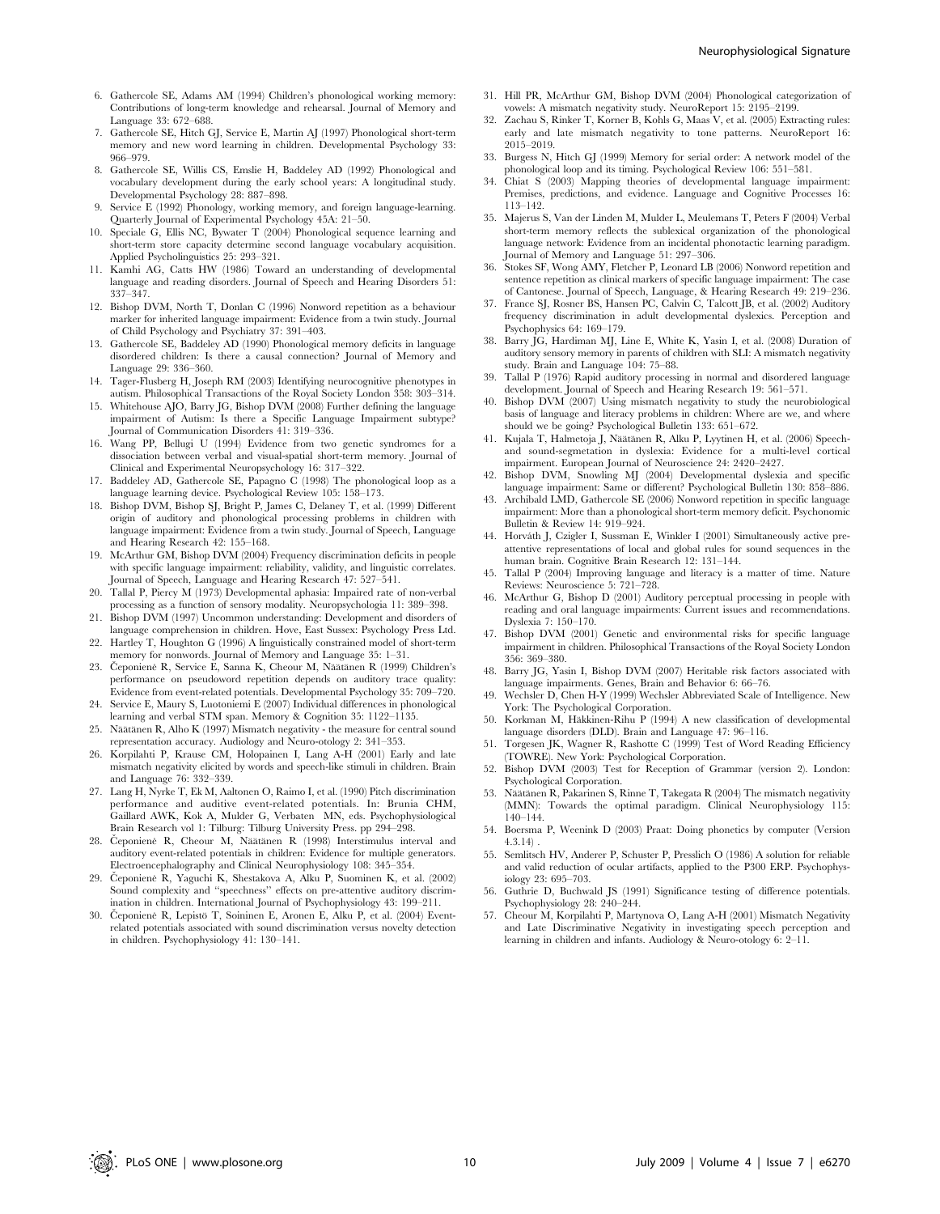6. Gathercole SE, Adams AM (1994) Children's phonological working memory: Contributions of long-term knowledge and rehearsal. Journal of Memory and Language 33: 672–688.
7. Gathercole SE, Hitch GJ, Service E, Martin AJ (1997) Phonological short-term memory and new word learning in children. Developmental Psychology 33: 966–979.
8. Gathercole SE, Willis CS, Emslie H, Baddeley AD (1992) Phonological and vocabulary development during the early school years: A longitudinal study. Developmental Psychology 28: 887–898.
9. Service E (1992) Phonology, working memory, and foreign language-learning. Quarterly Journal of Experimental Psychology 45A: 21–50.
10. Speciale G, Ellis NC, Bywater T (2004) Phonological sequence learning and short-term store capacity determine second language vocabulary acquisition. Applied Psycholinguistics 25: 293–321.
11. Kamhi AG, Catts HW (1986) Toward an understanding of developmental language and reading disorders. Journal of Speech and Hearing Disorders 51: 337–347.
12. Bishop DVM, North T, Donlan C (1996) Nonword repetition as a behaviour marker for inherited language impairment: Evidence from a twin study. Journal of Child Psychology and Psychiatry 37: 391–403.
13. Gathercole SE, Baddeley AD (1990) Phonological memory deficits in language disordered children: Is there a causal connection? Journal of Memory and Language 29: 336–360.
14. Tager-Flusberg H, Joseph RM (2003) Identifying neurocognitive phenotypes in autism. Philosophical Transactions of the Royal Society London 358: 303–314.
15. Whitehouse AJO, Barry JG, Bishop DVM (2008) Further defining the language impairment of Autism: Is there a Specific Language Impairment subtype? Journal of Communication Disorders 41: 319–336.
16. Wang PP, Bellugi U (1994) Evidence from two genetic syndromes for a dissociation between verbal and visual-spatial short-term memory. Journal of Clinical and Experimental Neuropsychology 16: 317–322.
17. Baddeley AD, Gathercole SE, Papagno C (1998) The phonological loop as a language learning device. Psychological Review 105: 158–173.
18. Bishop DVM, Bishop SJ, Bright P, James C, Delaney T, et al. (1999) Different origin of auditory and phonological processing problems in children with language impairment: Evidence from a twin study. Journal of Speech, Language and Hearing Research 42: 155–168.
19. McArthur GM, Bishop DVM (2004) Frequency discrimination deficits in people with specific language impairment: reliability, validity, and linguistic correlates. Journal of Speech, Language and Hearing Research 47: 527–541.
20. Tallal P, Piercy M (1973) Developmental aphasia: Impaired rate of non-verbal processing as a function of sensory modality. Neuropsychologia 11: 389–398.
21. Bishop DVM (1997) Uncommon understanding: Development and disorders of language comprehension in children. Hove, East Sussex: Psychology Press Ltd.
22. Hartley T, Houghton G (1996) A linguistically constrained model of short-term memory for nonwords. Journal of Memory and Language 35: 1–31.
23. Čeponienė R, Service E, Sanna K, Cheour M, Näätänen R (1999) Children's performance on pseudoword repetition depends on auditory trace quality: Evidence from event-related potentials. Developmental Psychology 35: 709–720.
24. Service E, Maury S, Luotoniemi E (2007) Individual differences in phonological learning and verbal STM span. Memory & Cognition 35: 1122–1135.
25. Näätänen R, Alho K (1997) Mismatch negativity - the measure for central sound representation accuracy. Audiology and Neuro-otology 2: 341–353.
26. Korpilahti P, Krause CM, Holopainen I, Lang A-H (2001) Early and late mismatch negativity elicited by words and speech-like stimuli in children. Brain and Language 76: 332–339.
27. Lang H, Nyrke T, Ek M, Aaltonen O, Raimo I, et al. (1990) Pitch discrimination performance and auditive event-related potentials. In: Brunia CHM, Gaillard AWK, Kok A, Mulder G, Verbaten MN, eds. Psychophysiological Brain Research vol 1: Tilburg: Tilburg University Press. pp 294–298.
28. Čeponienė R, Cheour M, Näätänen R (1998) Interstimulus interval and auditory event-related potentials in children: Evidence for multiple generators. Electroencephalography and Clinical Neurophysiology 108: 345–354.
29. Čeponienė R, Yaguchi K, Shestakova A, Alku P, Suominen K, et al. (2002) Sound complexity and ''speechness'' effects on pre-attentive auditory discrimination in children. International Journal of Psychophysiology 43: 199–211.
30. Čeponienė R, Lepistö T, Soininen E, Aronen E, Alku P, et al. (2004) Event-related potentials associated with sound discrimination versus novelty detection in children. Psychophysiology 41: 130–141.
31. Hill PR, McArthur GM, Bishop DVM (2004) Phonological categorization of vowels: A mismatch negativity study. NeuroReport 15: 2195–2199.
32. Zachau S, Rinker T, Korner B, Kohls G, Maas V, et al. (2005) Extracting rules: early and late mismatch negativity to tone patterns. NeuroReport 16: 2015–2019.
33. Burgess N, Hitch GJ (1999) Memory for serial order: A network model of the phonological loop and its timing. Psychological Review 106: 551–581.
34. Chiat S (2003) Mapping theories of developmental language impairment: Premises, predictions, and evidence. Language and Cognitive Processes 16: 113–142.
35. Majerus S, Van der Linden M, Mulder L, Meulemans T, Peters F (2004) Verbal short-term memory reflects the sublexical organization of the phonological language network: Evidence from an incidental phonotactic learning paradigm. Journal of Memory and Language 51: 297–306.
36. Stokes SF, Wong AMY, Fletcher P, Leonard LB (2006) Nonword repetition and sentence repetition as clinical markers of specific language impairment: The case of Cantonese. Journal of Speech, Language, & Hearing Research 49: 219–236.
37. France SJ, Rosner BS, Hansen PC, Calvin C, Talcott JB, et al. (2002) Auditory frequency discrimination in adult developmental dyslexics. Perception and Psychophysics 64: 169–179.
38. Barry JG, Hardiman MJ, Line E, White K, Yasin I, et al. (2008) Duration of auditory sensory memory in parents of children with SLI: A mismatch negativity study. Brain and Language 104: 75–88.
39. Tallal P (1976) Rapid auditory processing in normal and disordered language development. Journal of Speech and Hearing Research 19: 561–571.
40. Bishop DVM (2007) Using mismatch negativity to study the neurobiological basis of language and literacy problems in children: Where are we, and where should we be going? Psychological Bulletin 133: 651–672.
41. Kujala T, Halmetoja J, Näätänen R, Alku P, Lyytinen H, et al. (2006) Speech- and sound-segmetation in dyslexia: Evidence for a multi-level cortical impairment. European Journal of Neuroscience 24: 2420–2427.
42. Bishop DVM, Snowling MJ (2004) Developmental dyslexia and specific language impairment: Same or different? Psychological Bulletin 130: 858–886.
43. Archibald LMD, Gathercole SE (2006) Nonword repetition in specific language impairment: More than a phonological short-term memory deficit. Psychonomic Bulletin & Review 14: 919–924.
44. Horváth J, Czigler I, Sussman E, Winkler I (2001) Simultaneously active pre-attentive representations of local and global rules for sound sequences in the human brain. Cognitive Brain Research 12: 131–144.
45. Tallal P (2004) Improving language and literacy is a matter of time. Nature Reviews: Neuroscience 5: 721–728.
46. McArthur G, Bishop D (2001) Auditory perceptual processing in people with reading and oral language impairments: Current issues and recommendations. Dyslexia 7: 150–170.
47. Bishop DVM (2001) Genetic and environmental risks for specific language impairment in children. Philosophical Transactions of the Royal Society London 356: 369–380.
48. Barry JG, Yasin I, Bishop DVM (2007) Heritable risk factors associated with language impairments. Genes, Brain and Behavior 6: 66–76.
49. Wechsler D, Chen H-Y (1999) Wechsler Abbreviated Scale of Intelligence. New York: The Psychological Corporation.
50. Korkman M, Häkkinen-Rihu P (1994) A new classification of developmental language disorders (DLD). Brain and Language 47: 96–116.
51. Torgesen JK, Wagner R, Rashotte C (1999) Test of Word Reading Efficiency (TOWRE). New York: Psychological Corporation.
52. Bishop DVM (2003) Test for Reception of Grammar (version 2). London: Psychological Corporation.
53. Näätänen R, Pakarinen S, Rinne T, Takegata R (2004) The mismatch negativity (MMN): Towards the optimal paradigm. Clinical Neurophysiology 115: 140–144.
54. Boersma P, Weenink D (2003) Praat: Doing phonetics by computer (Version 4.3.14) .
55. Semlitsch HV, Anderer P, Schuster P, Presslich O (1986) A solution for reliable and valid reduction of ocular artifacts, applied to the P300 ERP. Psychophysiology 23: 695–703.
56. Guthrie D, Buchwald JS (1991) Significance testing of difference potentials. Psychophysiology 28: 240–244.
57. Cheour M, Korpilahti P, Martynova O, Lang A-H (2001) Mismatch Negativity and Late Discriminative Negativity in investigating speech perception and learning in children and infants. Audiology & Neuro-otology 6: 2–11.